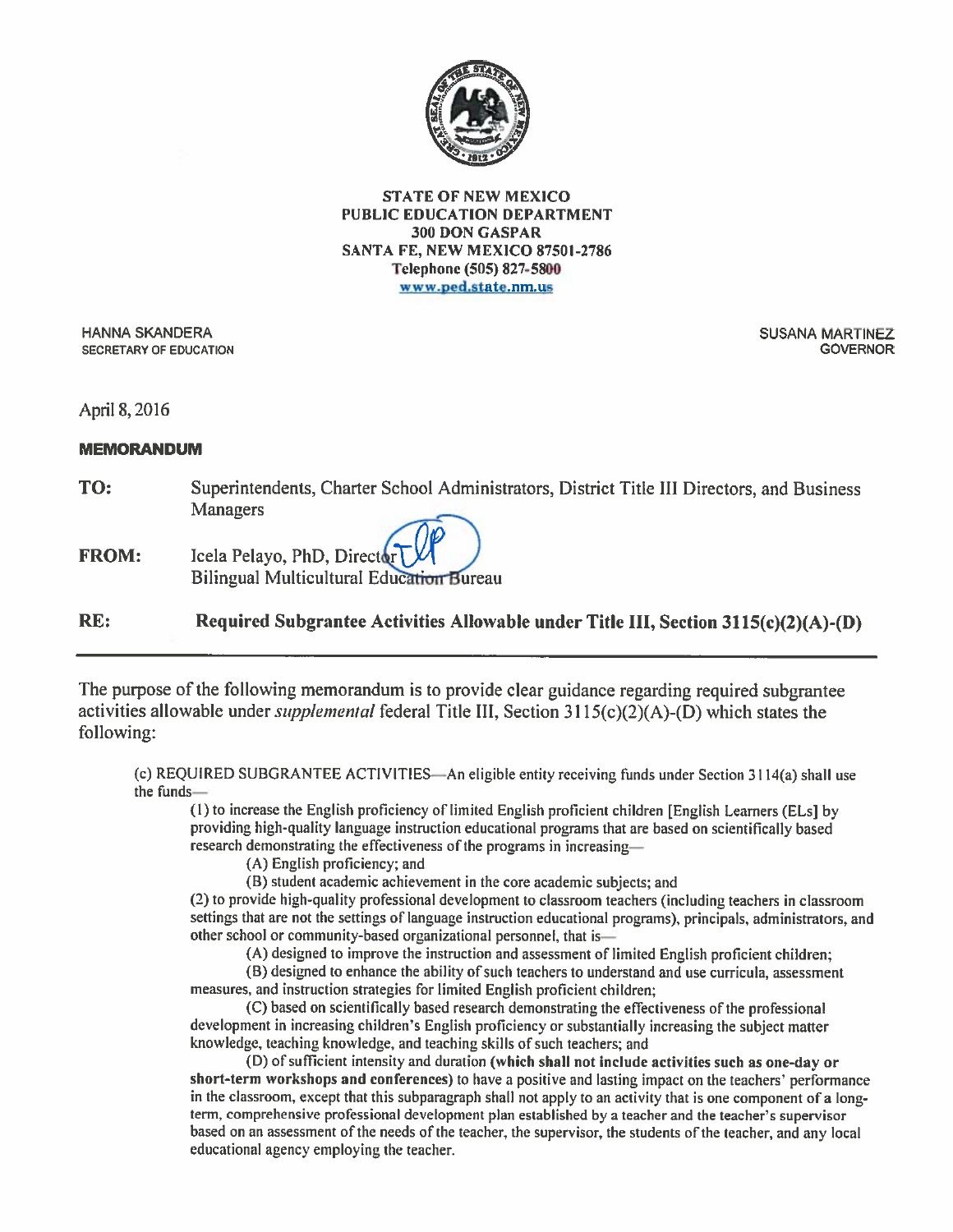STATE OF NEW MEXICO
PUBLIC EDUCATION DEPARTMENT
300 DON GASPAR
SANTA FE, NEW MEXICO 87501-2786
Telephone (505) 827-5800
www.ped.state.nm.us

HANNA SKANDERA
SECRETARY OF EDUCATION

SUSANA MARTINEZ
GOVERNOR

April 8, 2016

**MEMORANDUM**

**TO:** Superintendents, Charter School Administrators, District Title III Directors, and Business Managers

**FROM:** Icela Pelayo, PhD, Director
Bilingual Multicultural Education Bureau

**RE:** **Required Subgrantee Activities Allowable under Title III, Section 3115(c)(2)(A)-(D)**

---

The purpose of the following memorandum is to provide clear guidance regarding required subgrantee activities allowable under *supplemental* federal Title III, Section 3115(c)(2)(A)-(D) which states the following:

> (c) REQUIRED SUBGRANTEE ACTIVITIES—An eligible entity receiving funds under Section 3114(a) shall use the funds—
>
> (1) to increase the English proficiency of limited English proficient children [English Learners (ELs] by providing high-quality language instruction educational programs that are based on scientifically based research demonstrating the effectiveness of the programs in increasing—
>
> (A) English proficiency; and
>
> (B) student academic achievement in the core academic subjects; and
>
> (2) to provide high-quality professional development to classroom teachers (including teachers in classroom settings that are not the settings of language instruction educational programs), principals, administrators, and other school or community-based organizational personnel, that is—
>
> (A) designed to improve the instruction and assessment of limited English proficient children;
>
> (B) designed to enhance the ability of such teachers to understand and use curricula, assessment measures, and instruction strategies for limited English proficient children;
>
> (C) based on scientifically based research demonstrating the effectiveness of the professional development in increasing children's English proficiency or substantially increasing the subject matter knowledge, teaching knowledge, and teaching skills of such teachers; and
>
> (D) of sufficient intensity and duration **(which shall not include activities such as one-day or short-term workshops and conferences)** to have a positive and lasting impact on the teachers' performance in the classroom, except that this subparagraph shall not apply to an activity that is one component of a long-term, comprehensive professional development plan established by a teacher and the teacher's supervisor based on an assessment of the needs of the teacher, the supervisor, the students of the teacher, and any local educational agency employing the teacher.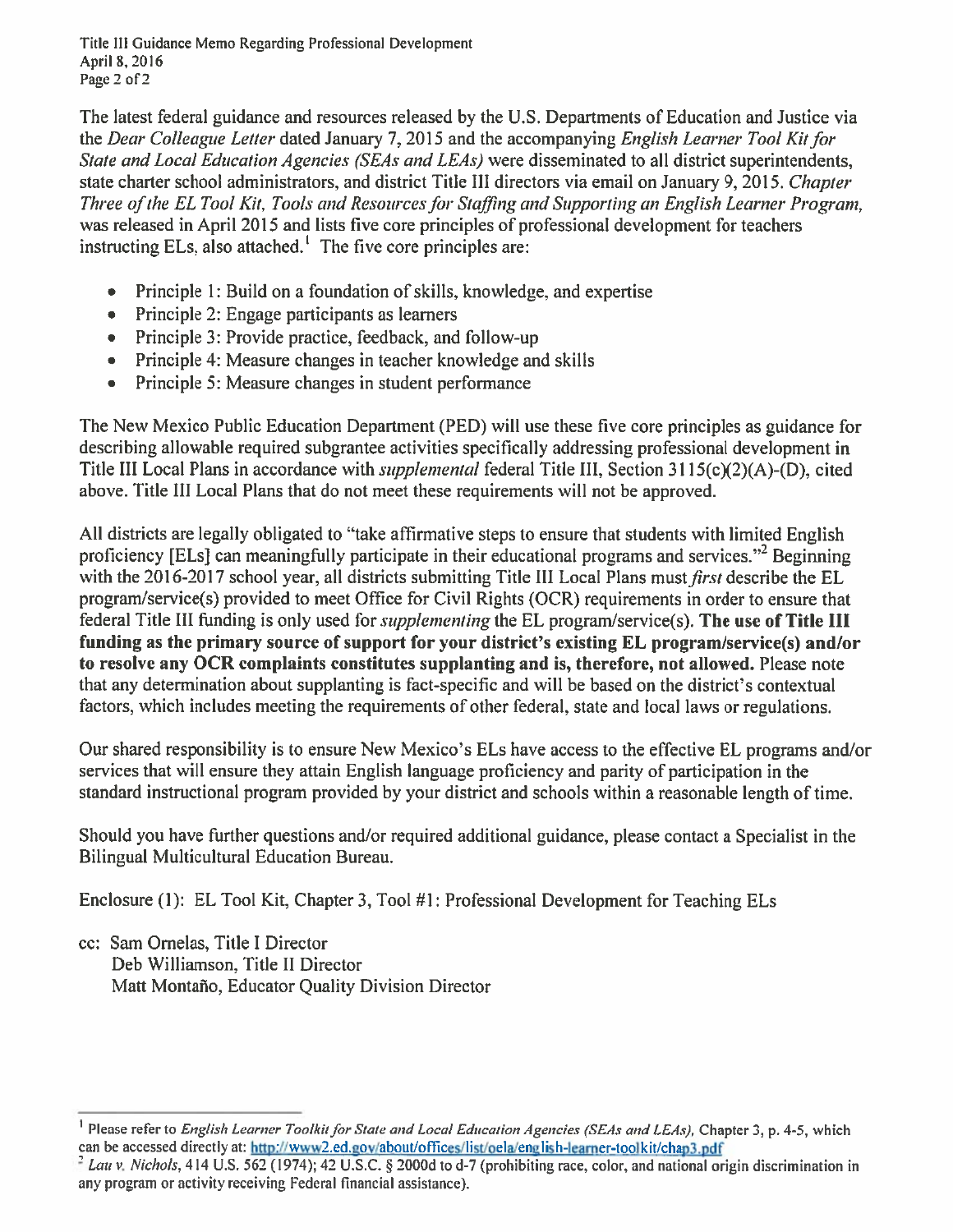The latest federal guidance and resources released by the U.S. Departments of Education and Justice via the *Dear Colleague Letter* dated January 7, 2015 and the accompanying *English Learner Tool Kit for State and Local Education Agencies (SEAs and LEAs)* were disseminated to all district superintendents, state charter school administrators, and district Title III directors via email on January 9, 2015. *Chapter Three of the EL Tool Kit, Tools and Resources for Staffing and Supporting an English Learner Program*, was released in April 2015 and lists five core principles of professional development for teachers instructing ELs, also attached.[1] The five core principles are:

- Principle 1: Build on a foundation of skills, knowledge, and expertise
- Principle 2: Engage participants as learners
- Principle 3: Provide practice, feedback, and follow-up
- Principle 4: Measure changes in teacher knowledge and skills
- Principle 5: Measure changes in student performance

The New Mexico Public Education Department (PED) will use these five core principles as guidance for describing allowable required subgrantee activities specifically addressing professional development in Title III Local Plans in accordance with *supplemental* federal Title III, Section 3115(c)(2)(A)-(D), cited above. Title III Local Plans that do not meet these requirements will not be approved.

All districts are legally obligated to "take affirmative steps to ensure that students with limited English proficiency [ELs] can meaningfully participate in their educational programs and services."[2] Beginning with the 2016-2017 school year, all districts submitting Title III Local Plans must *first* describe the EL program/service(s) provided to meet Office for Civil Rights (OCR) requirements in order to ensure that federal Title III funding is only used for *supplementing* the EL program/service(s). **The use of Title III funding as the primary source of support for your district's existing EL program/service(s) and/or to resolve any OCR complaints constitutes supplanting and is, therefore, not allowed.** Please note that any determination about supplanting is fact-specific and will be based on the district's contextual factors, which includes meeting the requirements of other federal, state and local laws or regulations.

Our shared responsibility is to ensure New Mexico's ELs have access to the effective EL programs and/or services that will ensure they attain English language proficiency and parity of participation in the standard instructional program provided by your district and schools within a reasonable length of time.

Should you have further questions and/or required additional guidance, please contact a Specialist in the Bilingual Multicultural Education Bureau.

Enclosure (1): EL Tool Kit, Chapter 3, Tool #1: Professional Development for Teaching ELs

cc: Sam Ornelas, Title I Director
Deb Williamson, Title II Director
Matt Montaño, Educator Quality Division Director

---

[1] Please refer to *English Learner Toolkit for State and Local Education Agencies (SEAs and LEAs)*, Chapter 3, p. 4-5, which can be accessed directly at: http://www2.ed.gov/about/offices/list/oela/english-learner-toolkit/chap3.pdf

[2] *Lau v. Nichols*, 414 U.S. 562 (1974); 42 U.S.C. § 2000d to d-7 (prohibiting race, color, and national origin discrimination in any program or activity receiving Federal financial assistance).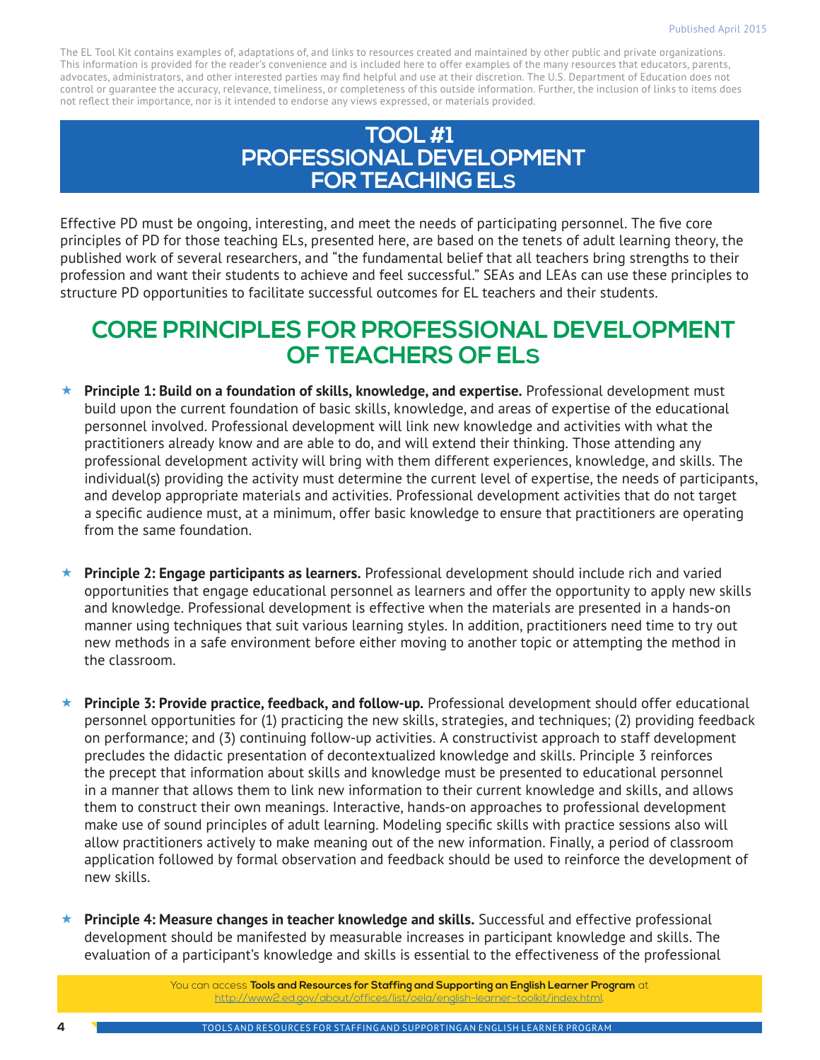The EL Tool Kit contains examples of, adaptations of, and links to resources created and maintained by other public and private organizations. This information is provided for the reader's convenience and is included here to offer examples of the many resources that educators, parents, advocates, administrators, and other interested parties may find helpful and use at their discretion. The U.S. Department of Education does not control or guarantee the accuracy, relevance, timeliness, or completeness of this outside information. Further, the inclusion of links to items does not reflect their importance, nor is it intended to endorse any views expressed, or materials provided.

# TOOL #1 PROFESSIONAL DEVELOPMENT FOR TEACHING ELs

Effective PD must be ongoing, interesting, and meet the needs of participating personnel. The five core principles of PD for those teaching ELs, presented here, are based on the tenets of adult learning theory, the published work of several researchers, and "the fundamental belief that all teachers bring strengths to their profession and want their students to achieve and feel successful." SEAs and LEAs can use these principles to structure PD opportunities to facilitate successful outcomes for EL teachers and their students.

## CORE PRINCIPLES FOR PROFESSIONAL DEVELOPMENT OF TEACHERS OF ELs

- **Principle 1: Build on a foundation of skills, knowledge, and expertise.** Professional development must build upon the current foundation of basic skills, knowledge, and areas of expertise of the educational personnel involved. Professional development will link new knowledge and activities with what the practitioners already know and are able to do, and will extend their thinking. Those attending any professional development activity will bring with them different experiences, knowledge, and skills. The individual(s) providing the activity must determine the current level of expertise, the needs of participants, and develop appropriate materials and activities. Professional development activities that do not target a specific audience must, at a minimum, offer basic knowledge to ensure that practitioners are operating from the same foundation.

- **Principle 2: Engage participants as learners.** Professional development should include rich and varied opportunities that engage educational personnel as learners and offer the opportunity to apply new skills and knowledge. Professional development is effective when the materials are presented in a hands-on manner using techniques that suit various learning styles. In addition, practitioners need time to try out new methods in a safe environment before either moving to another topic or attempting the method in the classroom.

- **Principle 3: Provide practice, feedback, and follow-up.** Professional development should offer educational personnel opportunities for (1) practicing the new skills, strategies, and techniques; (2) providing feedback on performance; and (3) continuing follow-up activities. A constructivist approach to staff development precludes the didactic presentation of decontextualized knowledge and skills. Principle 3 reinforces the precept that information about skills and knowledge must be presented to educational personnel in a manner that allows them to link new information to their current knowledge and skills, and allows them to construct their own meanings. Interactive, hands-on approaches to professional development make use of sound principles of adult learning. Modeling specific skills with practice sessions also will allow practitioners actively to make meaning out of the new information. Finally, a period of classroom application followed by formal observation and feedback should be used to reinforce the development of new skills.

- **Principle 4: Measure changes in teacher knowledge and skills.** Successful and effective professional development should be manifested by measurable increases in participant knowledge and skills. The evaluation of a participant's knowledge and skills is essential to the effectiveness of the professional

You can access **Tools and Resources for Staffing and Supporting an English Learner Program** at http://www2.ed.gov/about/offices/list/oela/english-learner-toolkit/index.html.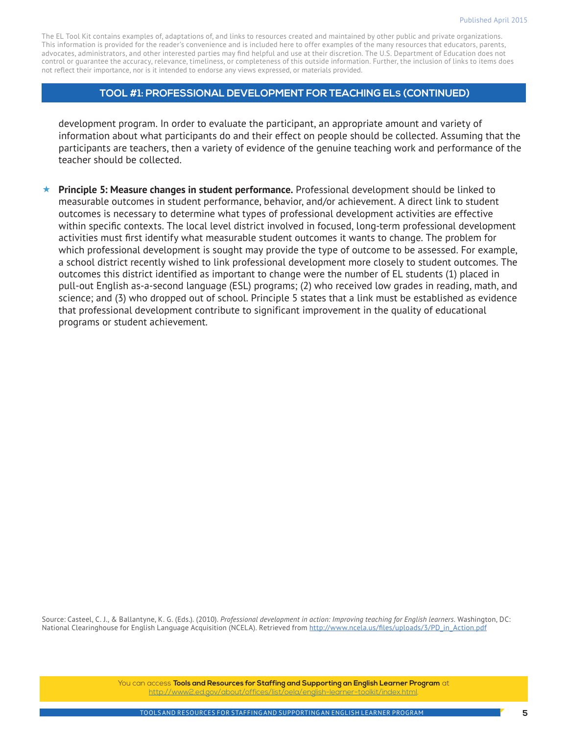The EL Tool Kit contains examples of, adaptations of, and links to resources created and maintained by other public and private organizations. This information is provided for the reader's convenience and is included here to offer examples of the many resources that educators, parents, advocates, administrators, and other interested parties may find helpful and use at their discretion. The U.S. Department of Education does not control or guarantee the accuracy, relevance, timeliness, or completeness of this outside information. Further, the inclusion of links to items does not reflect their importance, nor is it intended to endorse any views expressed, or materials provided.

## TOOL #1: PROFESSIONAL DEVELOPMENT FOR TEACHING ELs (CONTINUED)

development program. In order to evaluate the participant, an appropriate amount and variety of information about what participants do and their effect on people should be collected. Assuming that the participants are teachers, then a variety of evidence of the genuine teaching work and performance of the teacher should be collected.

- **Principle 5: Measure changes in student performance.** Professional development should be linked to measurable outcomes in student performance, behavior, and/or achievement. A direct link to student outcomes is necessary to determine what types of professional development activities are effective within specific contexts. The local level district involved in focused, long-term professional development activities must first identify what measurable student outcomes it wants to change. The problem for which professional development is sought may provide the type of outcome to be assessed. For example, a school district recently wished to link professional development more closely to student outcomes. The outcomes this district identified as important to change were the number of EL students (1) placed in pull-out English as-a-second language (ESL) programs; (2) who received low grades in reading, math, and science; and (3) who dropped out of school. Principle 5 states that a link must be established as evidence that professional development contribute to significant improvement in the quality of educational programs or student achievement.

Source: Casteel, C. J., & Ballantyne, K. G. (Eds.). (2010). *Professional development in action: Improving teaching for English learners*. Washington, DC: National Clearinghouse for English Language Acquisition (NCELA). Retrieved from http://www.ncela.us/files/uploads/3/PD_in_Action.pdf

You can access **Tools and Resources for Staffing and Supporting an English Learner Program** at http://www2.ed.gov/about/offices/list/oela/english-learner-toolkit/index.html.